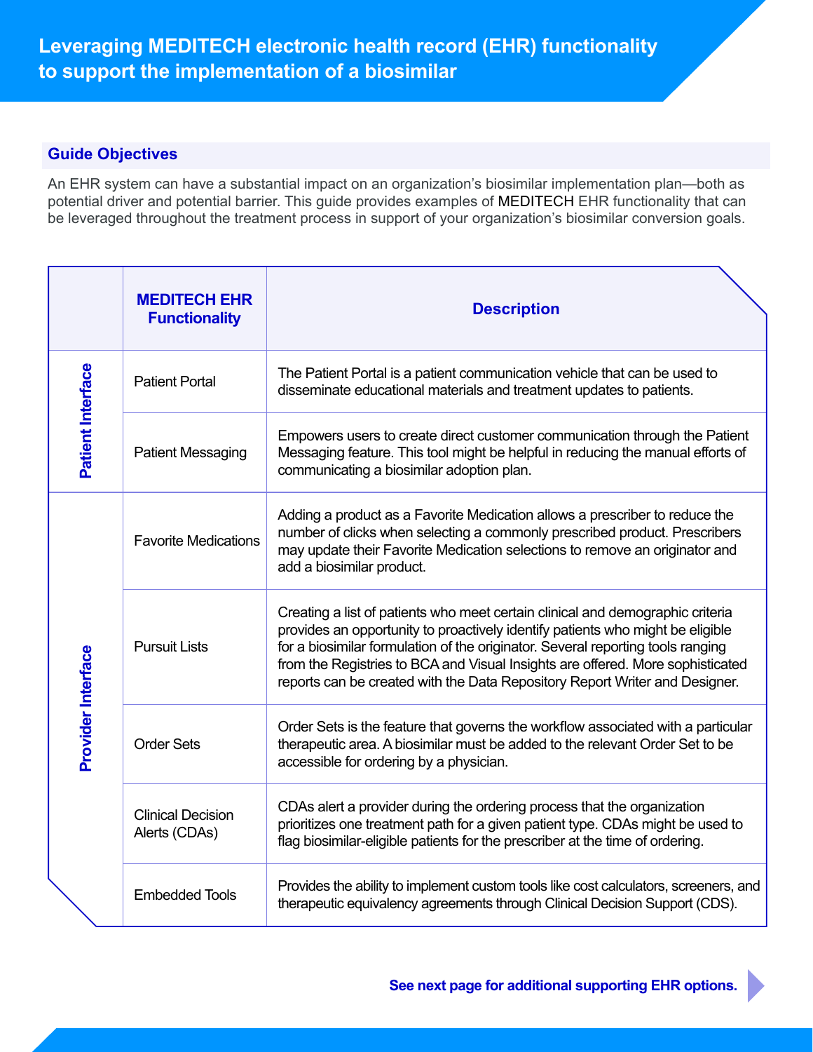# Leveraging MEDITECH electronic health record (EHR) functionality to support the implementation of a biosimilar

## Guide Objectives

An EHR system can have a substantial impact on an organization's biosimilar implementation plan—both as potential driver and potential barrier. This guide provides examples of MEDITECH EHR functionality that can be leveraged throughout the treatment process in support of your organization's biosimilar conversion goals.

| | MEDITECH EHR Functionality | Description |
|---|---|---|
| Patient Interface | Patient Portal | The Patient Portal is a patient communication vehicle that can be used to disseminate educational materials and treatment updates to patients. |
| | Patient Messaging | Empowers users to create direct customer communication through the Patient Messaging feature. This tool might be helpful in reducing the manual efforts of communicating a biosimilar adoption plan. |
| Provider Interface | Favorite Medications | Adding a product as a Favorite Medication allows a prescriber to reduce the number of clicks when selecting a commonly prescribed product. Prescribers may update their Favorite Medication selections to remove an originator and add a biosimilar product. |
| | Pursuit Lists | Creating a list of patients who meet certain clinical and demographic criteria provides an opportunity to proactively identify patients who might be eligible for a biosimilar formulation of the originator. Several reporting tools ranging from the Registries to BCA and Visual Insights are offered. More sophisticated reports can be created with the Data Repository Report Writer and Designer. |
| | Order Sets | Order Sets is the feature that governs the workflow associated with a particular therapeutic area. A biosimilar must be added to the relevant Order Set to be accessible for ordering by a physician. |
| | Clinical Decision Alerts (CDAs) | CDAs alert a provider during the ordering process that the organization prioritizes one treatment path for a given patient type. CDAs might be used to flag biosimilar-eligible patients for the prescriber at the time of ordering. |
| | Embedded Tools | Provides the ability to implement custom tools like cost calculators, screeners, and therapeutic equivalency agreements through Clinical Decision Support (CDS). |

**See next page for additional supporting EHR options.**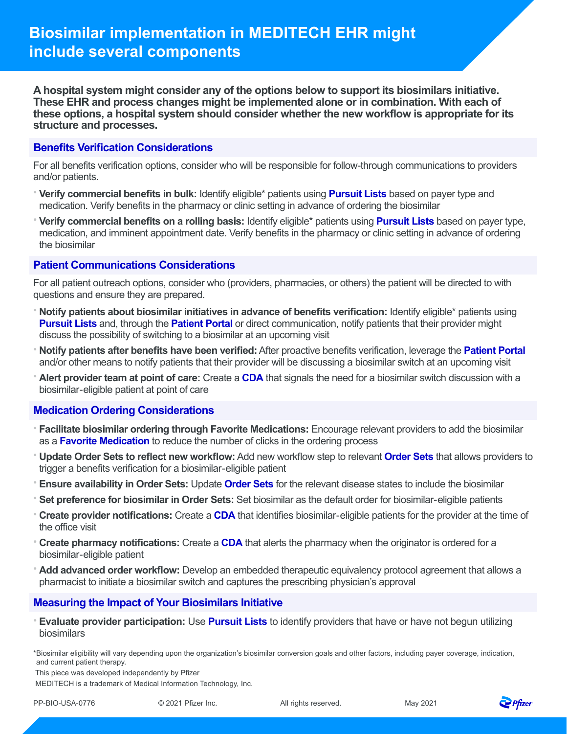# Biosimilar implementation in MEDITECH EHR might include several components

**A hospital system might consider any of the options below to support its biosimilars initiative. These EHR and process changes might be implemented alone or in combination. With each of these options, a hospital system should consider whether the new workflow is appropriate for its structure and processes.**

## Benefits Verification Considerations

For all benefits verification options, consider who will be responsible for follow-through communications to providers and/or patients.

- **Verify commercial benefits in bulk:** Identify eligible* patients using **Pursuit Lists** based on payer type and medication. Verify benefits in the pharmacy or clinic setting in advance of ordering the biosimilar
- **Verify commercial benefits on a rolling basis:** Identify eligible* patients using **Pursuit Lists** based on payer type, medication, and imminent appointment date. Verify benefits in the pharmacy or clinic setting in advance of ordering the biosimilar

## Patient Communications Considerations

For all patient outreach options, consider who (providers, pharmacies, or others) the patient will be directed to with questions and ensure they are prepared.

- **Notify patients about biosimilar initiatives in advance of benefits verification:** Identify eligible* patients using **Pursuit Lists** and, through the **Patient Portal** or direct communication, notify patients that their provider might discuss the possibility of switching to a biosimilar at an upcoming visit
- **Notify patients after benefits have been verified:** After proactive benefits verification, leverage the **Patient Portal** and/or other means to notify patients that their provider will be discussing a biosimilar switch at an upcoming visit
- **Alert provider team at point of care:** Create a **CDA** that signals the need for a biosimilar switch discussion with a biosimilar-eligible patient at point of care

## Medication Ordering Considerations

- **Facilitate biosimilar ordering through Favorite Medications:** Encourage relevant providers to add the biosimilar as a **Favorite Medication** to reduce the number of clicks in the ordering process
- **Update Order Sets to reflect new workflow:** Add new workflow step to relevant **Order Sets** that allows providers to trigger a benefits verification for a biosimilar-eligible patient
- **Ensure availability in Order Sets:** Update **Order Sets** for the relevant disease states to include the biosimilar
- **Set preference for biosimilar in Order Sets:** Set biosimilar as the default order for biosimilar-eligible patients
- **Create provider notifications:** Create a **CDA** that identifies biosimilar-eligible patients for the provider at the time of the office visit
- **Create pharmacy notifications:** Create a **CDA** that alerts the pharmacy when the originator is ordered for a biosimilar-eligible patient
- **Add advanced order workflow:** Develop an embedded therapeutic equivalency protocol agreement that allows a pharmacist to initiate a biosimilar switch and captures the prescribing physician's approval

## Measuring the Impact of Your Biosimilars Initiative

- **Evaluate provider participation:** Use **Pursuit Lists** to identify providers that have or have not begun utilizing biosimilars

*Biosimilar eligibility will vary depending upon the organization's biosimilar conversion goals and other factors, including payer coverage, indication, and current patient therapy.

This piece was developed independently by Pfizer

MEDITECH is a trademark of Medical Information Technology, Inc.

PP-BIO-USA-0776 © 2021 Pfizer Inc. All rights reserved. May 2021